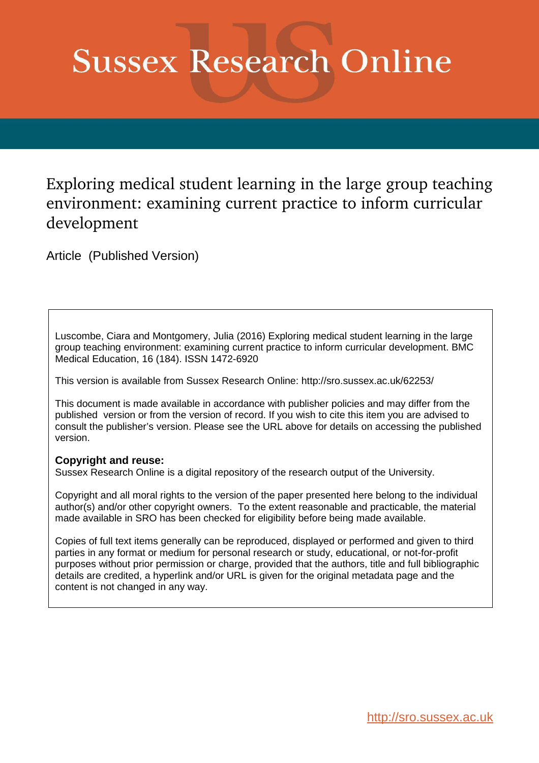# Sussex Research Online

## Exploring medical student learning in the large group teaching environment: examining current practice to inform curricular development

Article (Published Version)

Luscombe, Ciara and Montgomery, Julia (2016) Exploring medical student learning in the large group teaching environment: examining current practice to inform curricular development. BMC Medical Education, 16 (184). ISSN 1472-6920

This version is available from Sussex Research Online: http://sro.sussex.ac.uk/62253/

This document is made available in accordance with publisher policies and may differ from the published version or from the version of record. If you wish to cite this item you are advised to consult the publisher's version. Please see the URL above for details on accessing the published version.

**Copyright and reuse:**
Sussex Research Online is a digital repository of the research output of the University.

Copyright and all moral rights to the version of the paper presented here belong to the individual author(s) and/or other copyright owners. To the extent reasonable and practicable, the material made available in SRO has been checked for eligibility before being made available.

Copies of full text items generally can be reproduced, displayed or performed and given to third parties in any format or medium for personal research or study, educational, or not-for-profit purposes without prior permission or charge, provided that the authors, title and full bibliographic details are credited, a hyperlink and/or URL is given for the original metadata page and the content is not changed in any way.

http://sro.sussex.ac.uk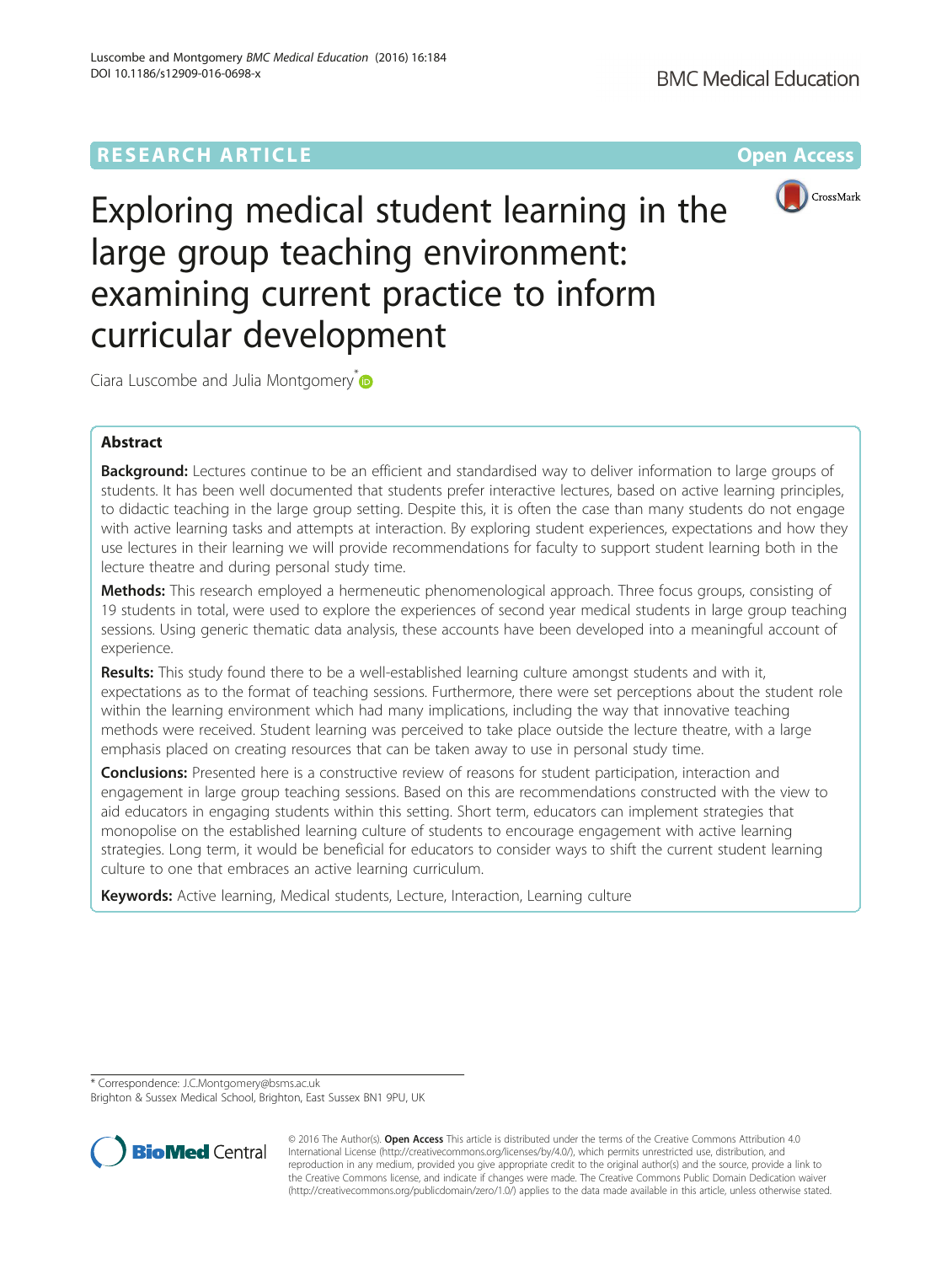# Exploring medical student learning in the large group teaching environment: examining current practice to inform curricular development

Ciara Luscombe and Julia Montgomery*

## Abstract

**Background:** Lectures continue to be an efficient and standardised way to deliver information to large groups of students. It has been well documented that students prefer interactive lectures, based on active learning principles, to didactic teaching in the large group setting. Despite this, it is often the case than many students do not engage with active learning tasks and attempts at interaction. By exploring student experiences, expectations and how they use lectures in their learning we will provide recommendations for faculty to support student learning both in the lecture theatre and during personal study time.

**Methods:** This research employed a hermeneutic phenomenological approach. Three focus groups, consisting of 19 students in total, were used to explore the experiences of second year medical students in large group teaching sessions. Using generic thematic data analysis, these accounts have been developed into a meaningful account of experience.

**Results:** This study found there to be a well-established learning culture amongst students and with it, expectations as to the format of teaching sessions. Furthermore, there were set perceptions about the student role within the learning environment which had many implications, including the way that innovative teaching methods were received. Student learning was perceived to take place outside the lecture theatre, with a large emphasis placed on creating resources that can be taken away to use in personal study time.

**Conclusions:** Presented here is a constructive review of reasons for student participation, interaction and engagement in large group teaching sessions. Based on this are recommendations constructed with the view to aid educators in engaging students within this setting. Short term, educators can implement strategies that monopolise on the established learning culture of students to encourage engagement with active learning strategies. Long term, it would be beneficial for educators to consider ways to shift the current student learning culture to one that embraces an active learning curriculum.

**Keywords:** Active learning, Medical students, Lecture, Interaction, Learning culture

\* Correspondence: J.C.Montgomery@bsms.ac.uk
Brighton & Sussex Medical School, Brighton, East Sussex BN1 9PU, UK

© 2016 The Author(s). **Open Access** This article is distributed under the terms of the Creative Commons Attribution 4.0 International License (http://creativecommons.org/licenses/by/4.0/), which permits unrestricted use, distribution, and reproduction in any medium, provided you give appropriate credit to the original author(s) and the source, provide a link to the Creative Commons license, and indicate if changes were made. The Creative Commons Public Domain Dedication waiver (http://creativecommons.org/publicdomain/zero/1.0/) applies to the data made available in this article, unless otherwise stated.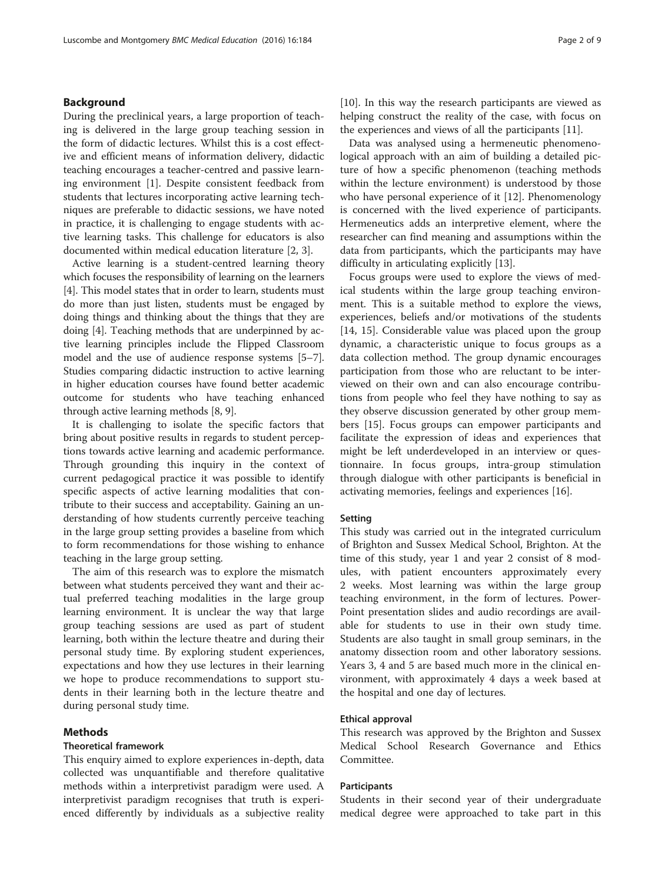## Background

During the preclinical years, a large proportion of teaching is delivered in the large group teaching session in the form of didactic lectures. Whilst this is a cost effective and efficient means of information delivery, didactic teaching encourages a teacher-centred and passive learning environment [1]. Despite consistent feedback from students that lectures incorporating active learning techniques are preferable to didactic sessions, we have noted in practice, it is challenging to engage students with active learning tasks. This challenge for educators is also documented within medical education literature [2, 3].

Active learning is a student-centred learning theory which focuses the responsibility of learning on the learners [4]. This model states that in order to learn, students must do more than just listen, students must be engaged by doing things and thinking about the things that they are doing [4]. Teaching methods that are underpinned by active learning principles include the Flipped Classroom model and the use of audience response systems [5–7]. Studies comparing didactic instruction to active learning in higher education courses have found better academic outcome for students who have teaching enhanced through active learning methods [8, 9].

It is challenging to isolate the specific factors that bring about positive results in regards to student perceptions towards active learning and academic performance. Through grounding this inquiry in the context of current pedagogical practice it was possible to identify specific aspects of active learning modalities that contribute to their success and acceptability. Gaining an understanding of how students currently perceive teaching in the large group setting provides a baseline from which to form recommendations for those wishing to enhance teaching in the large group setting.

The aim of this research was to explore the mismatch between what students perceived they want and their actual preferred teaching modalities in the large group learning environment. It is unclear the way that large group teaching sessions are used as part of student learning, both within the lecture theatre and during their personal study time. By exploring student experiences, expectations and how they use lectures in their learning we hope to produce recommendations to support students in their learning both in the lecture theatre and during personal study time.

## Methods

### Theoretical framework

This enquiry aimed to explore experiences in-depth, data collected was unquantifiable and therefore qualitative methods within a interpretivist paradigm were used. A interpretivist paradigm recognises that truth is experienced differently by individuals as a subjective reality [10]. In this way the research participants are viewed as helping construct the reality of the case, with focus on the experiences and views of all the participants [11].

Data was analysed using a hermeneutic phenomenological approach with an aim of building a detailed picture of how a specific phenomenon (teaching methods within the lecture environment) is understood by those who have personal experience of it [12]. Phenomenology is concerned with the lived experience of participants. Hermeneutics adds an interpretive element, where the researcher can find meaning and assumptions within the data from participants, which the participants may have difficulty in articulating explicitly [13].

Focus groups were used to explore the views of medical students within the large group teaching environment. This is a suitable method to explore the views, experiences, beliefs and/or motivations of the students [14, 15]. Considerable value was placed upon the group dynamic, a characteristic unique to focus groups as a data collection method. The group dynamic encourages participation from those who are reluctant to be interviewed on their own and can also encourage contributions from people who feel they have nothing to say as they observe discussion generated by other group members [15]. Focus groups can empower participants and facilitate the expression of ideas and experiences that might be left underdeveloped in an interview or questionnaire. In focus groups, intra-group stimulation through dialogue with other participants is beneficial in activating memories, feelings and experiences [16].

### Setting

This study was carried out in the integrated curriculum of Brighton and Sussex Medical School, Brighton. At the time of this study, year 1 and year 2 consist of 8 modules, with patient encounters approximately every 2 weeks. Most learning was within the large group teaching environment, in the form of lectures. PowerPoint presentation slides and audio recordings are available for students to use in their own study time. Students are also taught in small group seminars, in the anatomy dissection room and other laboratory sessions. Years 3, 4 and 5 are based much more in the clinical environment, with approximately 4 days a week based at the hospital and one day of lectures.

### Ethical approval

This research was approved by the Brighton and Sussex Medical School Research Governance and Ethics Committee.

### Participants

Students in their second year of their undergraduate medical degree were approached to take part in this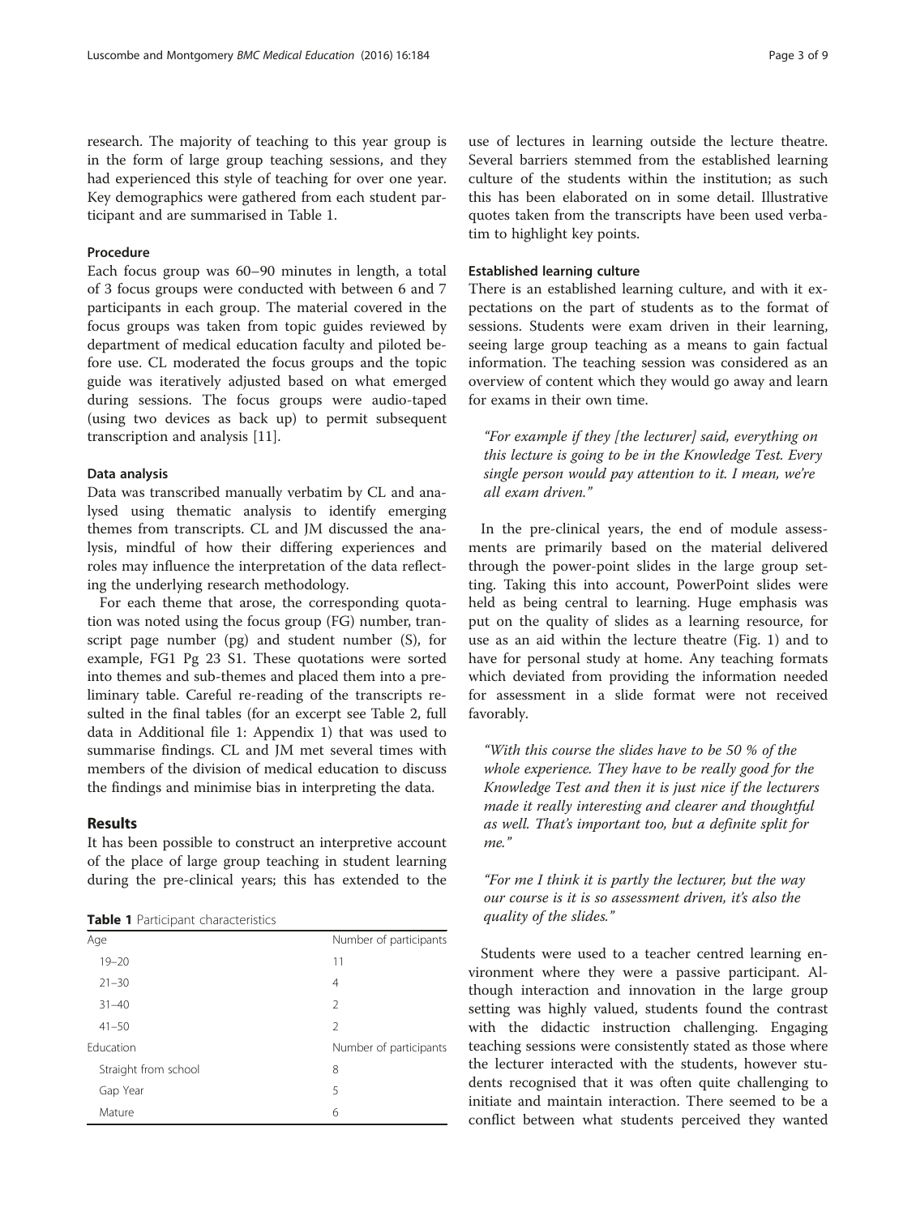research. The majority of teaching to this year group is in the form of large group teaching sessions, and they had experienced this style of teaching for over one year. Key demographics were gathered from each student participant and are summarised in Table 1.

#### Procedure

Each focus group was 60–90 minutes in length, a total of 3 focus groups were conducted with between 6 and 7 participants in each group. The material covered in the focus groups was taken from topic guides reviewed by department of medical education faculty and piloted before use. CL moderated the focus groups and the topic guide was iteratively adjusted based on what emerged during sessions. The focus groups were audio-taped (using two devices as back up) to permit subsequent transcription and analysis [11].

#### Data analysis

Data was transcribed manually verbatim by CL and analysed using thematic analysis to identify emerging themes from transcripts. CL and JM discussed the analysis, mindful of how their differing experiences and roles may influence the interpretation of the data reflecting the underlying research methodology.

For each theme that arose, the corresponding quotation was noted using the focus group (FG) number, transcript page number (pg) and student number (S), for example, FG1 Pg 23 S1. These quotations were sorted into themes and sub-themes and placed them into a preliminary table. Careful re-reading of the transcripts resulted in the final tables (for an excerpt see Table 2, full data in Additional file 1: Appendix 1) that was used to summarise findings. CL and JM met several times with members of the division of medical education to discuss the findings and minimise bias in interpreting the data.

## Results

It has been possible to construct an interpretive account of the place of large group teaching in student learning during the pre-clinical years; this has extended to the use of lectures in learning outside the lecture theatre. Several barriers stemmed from the established learning culture of the students within the institution; as such this has been elaborated on in some detail. Illustrative quotes taken from the transcripts have been used verbatim to highlight key points.

**Table 1** Participant characteristics

| Age | Number of participants |
|---|---|
| 19–20 | 11 |
| 21–30 | 4 |
| 31–40 | 2 |
| 41–50 | 2 |
| Education | Number of participants |
| Straight from school | 8 |
| Gap Year | 5 |
| Mature | 6 |

#### Established learning culture

There is an established learning culture, and with it expectations on the part of students as to the format of sessions. Students were exam driven in their learning, seeing large group teaching as a means to gain factual information. The teaching session was considered as an overview of content which they would go away and learn for exams in their own time.

> *"For example if they [the lecturer] said, everything on this lecture is going to be in the Knowledge Test. Every single person would pay attention to it. I mean, we're all exam driven."*

In the pre-clinical years, the end of module assessments are primarily based on the material delivered through the power-point slides in the large group setting. Taking this into account, PowerPoint slides were held as being central to learning. Huge emphasis was put on the quality of slides as a learning resource, for use as an aid within the lecture theatre (Fig. 1) and to have for personal study at home. Any teaching formats which deviated from providing the information needed for assessment in a slide format were not received favorably.

> *"With this course the slides have to be 50 % of the whole experience. They have to be really good for the Knowledge Test and then it is just nice if the lecturers made it really interesting and clearer and thoughtful as well. That's important too, but a definite split for me."*

> *"For me I think it is partly the lecturer, but the way our course is it is so assessment driven, it's also the quality of the slides."*

Students were used to a teacher centred learning environment where they were a passive participant. Although interaction and innovation in the large group setting was highly valued, students found the contrast with the didactic instruction challenging. Engaging teaching sessions were consistently stated as those where the lecturer interacted with the students, however students recognised that it was often quite challenging to initiate and maintain interaction. There seemed to be a conflict between what students perceived they wanted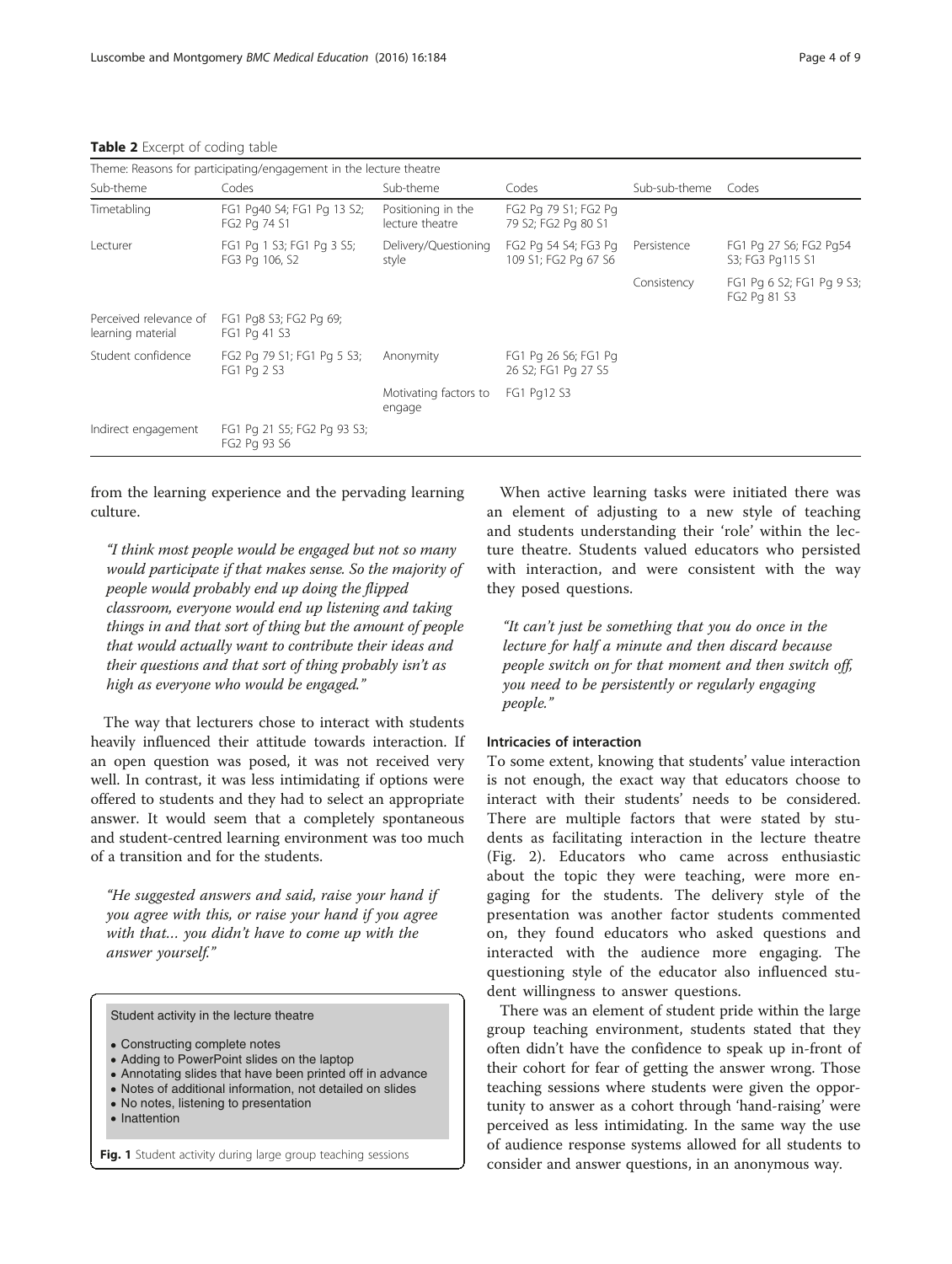**Table 2** Excerpt of coding table

| Theme: Reasons for participating/engagement in the lecture theatre | | | | | |
|---|---|---|---|---|---|
| Sub-theme | Codes | Sub-theme | Codes | Sub-sub-theme | Codes |
| Timetabling | FG1 Pg40 S4; FG1 Pg 13 S2; FG2 Pg 74 S1 | Positioning in the lecture theatre | FG2 Pg 79 S1; FG2 Pg 79 S2; FG2 Pg 80 S1 | | |
| Lecturer | FG1 Pg 1 S3; FG1 Pg 3 S5; FG3 Pg 106, S2 | Delivery/Questioning style | FG2 Pg 54 S4; FG3 Pg 109 S1; FG2 Pg 67 S6 | Persistence | FG1 Pg 27 S6; FG2 Pg54 S3; FG3 Pg115 S1 |
| | | | | Consistency | FG1 Pg 6 S2; FG1 Pg 9 S3; FG2 Pg 81 S3 |
| Perceived relevance of learning material | FG1 Pg8 S3; FG2 Pg 69; FG1 Pg 41 S3 | | | | |
| Student confidence | FG2 Pg 79 S1; FG1 Pg 5 S3; FG1 Pg 2 S3 | Anonymity | FG1 Pg 26 S6; FG1 Pg 26 S2; FG1 Pg 27 S5 | | |
| | | Motivating factors to engage | FG1 Pg12 S3 | | |
| Indirect engagement | FG1 Pg 21 S5; FG2 Pg 93 S3; FG2 Pg 93 S6 | | | | |

from the learning experience and the pervading learning culture.

> *"I think most people would be engaged but not so many would participate if that makes sense. So the majority of people would probably end up doing the flipped classroom, everyone would end up listening and taking things in and that sort of thing but the amount of people that would actually want to contribute their ideas and their questions and that sort of thing probably isn't as high as everyone who would be engaged."*

The way that lecturers chose to interact with students heavily influenced their attitude towards interaction. If an open question was posed, it was not received very well. In contrast, it was less intimidating if options were offered to students and they had to select an appropriate answer. It would seem that a completely spontaneous and student-centred learning environment was too much of a transition and for the students.

> *"He suggested answers and said, raise your hand if you agree with this, or raise your hand if you agree with that… you didn't have to come up with the answer yourself."*

Student activity in the lecture theatre

- Constructing complete notes
- Adding to PowerPoint slides on the laptop
- Annotating slides that have been printed off in advance
- Notes of additional information, not detailed on slides
- No notes, listening to presentation
- Inattention

**Fig. 1** Student activity during large group teaching sessions

When active learning tasks were initiated there was an element of adjusting to a new style of teaching and students understanding their 'role' within the lecture theatre. Students valued educators who persisted with interaction, and were consistent with the way they posed questions.

> *"It can't just be something that you do once in the lecture for half a minute and then discard because people switch on for that moment and then switch off, you need to be persistently or regularly engaging people."*

### Intricacies of interaction

To some extent, knowing that students' value interaction is not enough, the exact way that educators choose to interact with their students' needs to be considered. There are multiple factors that were stated by students as facilitating interaction in the lecture theatre (Fig. 2). Educators who came across enthusiastic about the topic they were teaching, were more engaging for the students. The delivery style of the presentation was another factor students commented on, they found educators who asked questions and interacted with the audience more engaging. The questioning style of the educator also influenced student willingness to answer questions.

There was an element of student pride within the large group teaching environment, students stated that they often didn't have the confidence to speak up in-front of their cohort for fear of getting the answer wrong. Those teaching sessions where students were given the opportunity to answer as a cohort through 'hand-raising' were perceived as less intimidating. In the same way the use of audience response systems allowed for all students to consider and answer questions, in an anonymous way.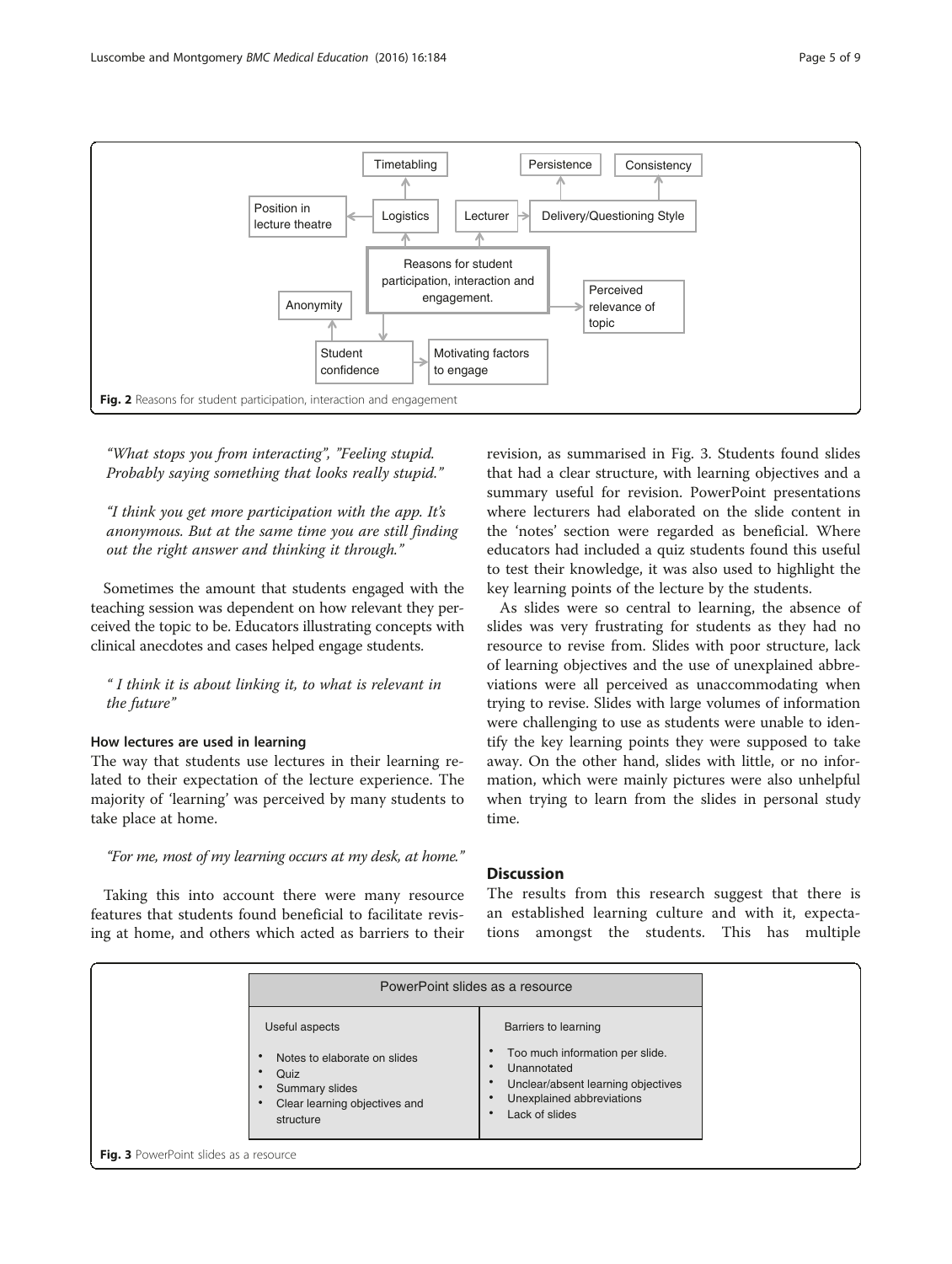Fig. 2 Reasons for student participation, interaction and engagement

*"What stops you from interacting", "Feeling stupid. Probably saying something that looks really stupid."*

*"I think you get more participation with the app. It's anonymous. But at the same time you are still finding out the right answer and thinking it through."*

Sometimes the amount that students engaged with the teaching session was dependent on how relevant they perceived the topic to be. Educators illustrating concepts with clinical anecdotes and cases helped engage students.

*" I think it is about linking it, to what is relevant in the future"*

### How lectures are used in learning

The way that students use lectures in their learning related to their expectation of the lecture experience. The majority of 'learning' was perceived by many students to take place at home.

*"For me, most of my learning occurs at my desk, at home."*

Taking this into account there were many resource features that students found beneficial to facilitate revising at home, and others which acted as barriers to their revision, as summarised in Fig. 3. Students found slides that had a clear structure, with learning objectives and a summary useful for revision. PowerPoint presentations where lecturers had elaborated on the slide content in the 'notes' section were regarded as beneficial. Where educators had included a quiz students found this useful to test their knowledge, it was also used to highlight the key learning points of the lecture by the students.

As slides were so central to learning, the absence of slides was very frustrating for students as they had no resource to revise from. Slides with poor structure, lack of learning objectives and the use of unexplained abbreviations were all perceived as unaccommodating when trying to revise. Slides with large volumes of information were challenging to use as students were unable to identify the key learning points they were supposed to take away. On the other hand, slides with little, or no information, which were mainly pictures were also unhelpful when trying to learn from the slides in personal study time.

## Discussion

The results from this research suggest that there is an established learning culture and with it, expectations amongst the students. This has multiple

| PowerPoint slides as a resource | |
|---|---|
| Useful aspects | Barriers to learning |
| • Notes to elaborate on slides<br>• Quiz<br>• Summary slides<br>• Clear learning objectives and structure | • Too much information per slide.<br>• Unannotated<br>• Unclear/absent learning objectives<br>• Unexplained abbreviations<br>• Lack of slides |

Fig. 3 PowerPoint slides as a resource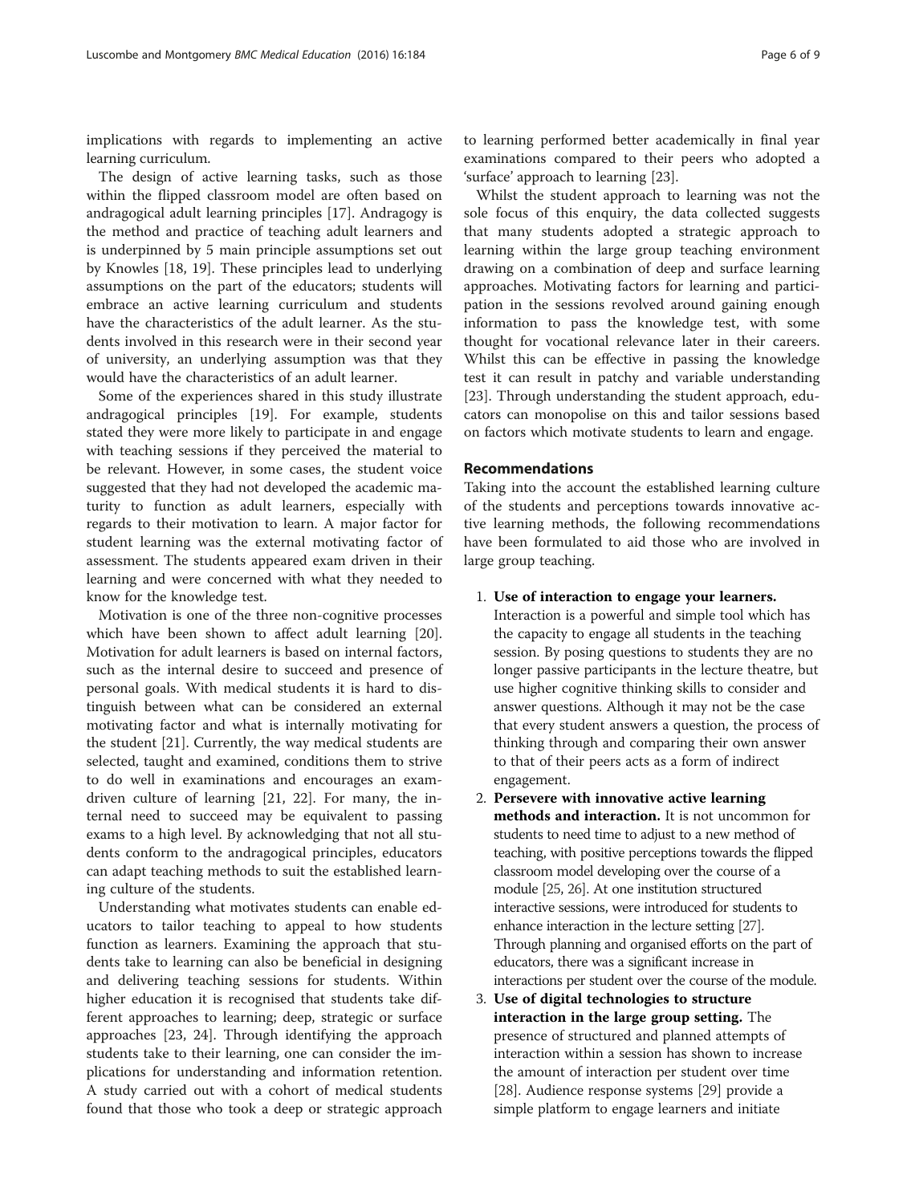implications with regards to implementing an active learning curriculum.

The design of active learning tasks, such as those within the flipped classroom model are often based on andragogical adult learning principles [17]. Andragogy is the method and practice of teaching adult learners and is underpinned by 5 main principle assumptions set out by Knowles [18, 19]. These principles lead to underlying assumptions on the part of the educators; students will embrace an active learning curriculum and students have the characteristics of the adult learner. As the students involved in this research were in their second year of university, an underlying assumption was that they would have the characteristics of an adult learner.

Some of the experiences shared in this study illustrate andragogical principles [19]. For example, students stated they were more likely to participate in and engage with teaching sessions if they perceived the material to be relevant. However, in some cases, the student voice suggested that they had not developed the academic maturity to function as adult learners, especially with regards to their motivation to learn. A major factor for student learning was the external motivating factor of assessment. The students appeared exam driven in their learning and were concerned with what they needed to know for the knowledge test.

Motivation is one of the three non-cognitive processes which have been shown to affect adult learning [20]. Motivation for adult learners is based on internal factors, such as the internal desire to succeed and presence of personal goals. With medical students it is hard to distinguish between what can be considered an external motivating factor and what is internally motivating for the student [21]. Currently, the way medical students are selected, taught and examined, conditions them to strive to do well in examinations and encourages an exam-driven culture of learning [21, 22]. For many, the internal need to succeed may be equivalent to passing exams to a high level. By acknowledging that not all students conform to the andragogical principles, educators can adapt teaching methods to suit the established learning culture of the students.

Understanding what motivates students can enable educators to tailor teaching to appeal to how students function as learners. Examining the approach that students take to learning can also be beneficial in designing and delivering teaching sessions for students. Within higher education it is recognised that students take different approaches to learning; deep, strategic or surface approaches [23, 24]. Through identifying the approach students take to their learning, one can consider the implications for understanding and information retention. A study carried out with a cohort of medical students found that those who took a deep or strategic approach to learning performed better academically in final year examinations compared to their peers who adopted a 'surface' approach to learning [23].

Whilst the student approach to learning was not the sole focus of this enquiry, the data collected suggests that many students adopted a strategic approach to learning within the large group teaching environment drawing on a combination of deep and surface learning approaches. Motivating factors for learning and participation in the sessions revolved around gaining enough information to pass the knowledge test, with some thought for vocational relevance later in their careers. Whilst this can be effective in passing the knowledge test it can result in patchy and variable understanding [23]. Through understanding the student approach, educators can monopolise on this and tailor sessions based on factors which motivate students to learn and engage.

## Recommendations

Taking into the account the established learning culture of the students and perceptions towards innovative active learning methods, the following recommendations have been formulated to aid those who are involved in large group teaching.

1. **Use of interaction to engage your learners.** Interaction is a powerful and simple tool which has the capacity to engage all students in the teaching session. By posing questions to students they are no longer passive participants in the lecture theatre, but use higher cognitive thinking skills to consider and answer questions. Although it may not be the case that every student answers a question, the process of thinking through and comparing their own answer to that of their peers acts as a form of indirect engagement.
2. **Persevere with innovative active learning methods and interaction.** It is not uncommon for students to need time to adjust to a new method of teaching, with positive perceptions towards the flipped classroom model developing over the course of a module [25, 26]. At one institution structured interactive sessions, were introduced for students to enhance interaction in the lecture setting [27]. Through planning and organised efforts on the part of educators, there was a significant increase in interactions per student over the course of the module.
3. **Use of digital technologies to structure interaction in the large group setting.** The presence of structured and planned attempts of interaction within a session has shown to increase the amount of interaction per student over time [28]. Audience response systems [29] provide a simple platform to engage learners and initiate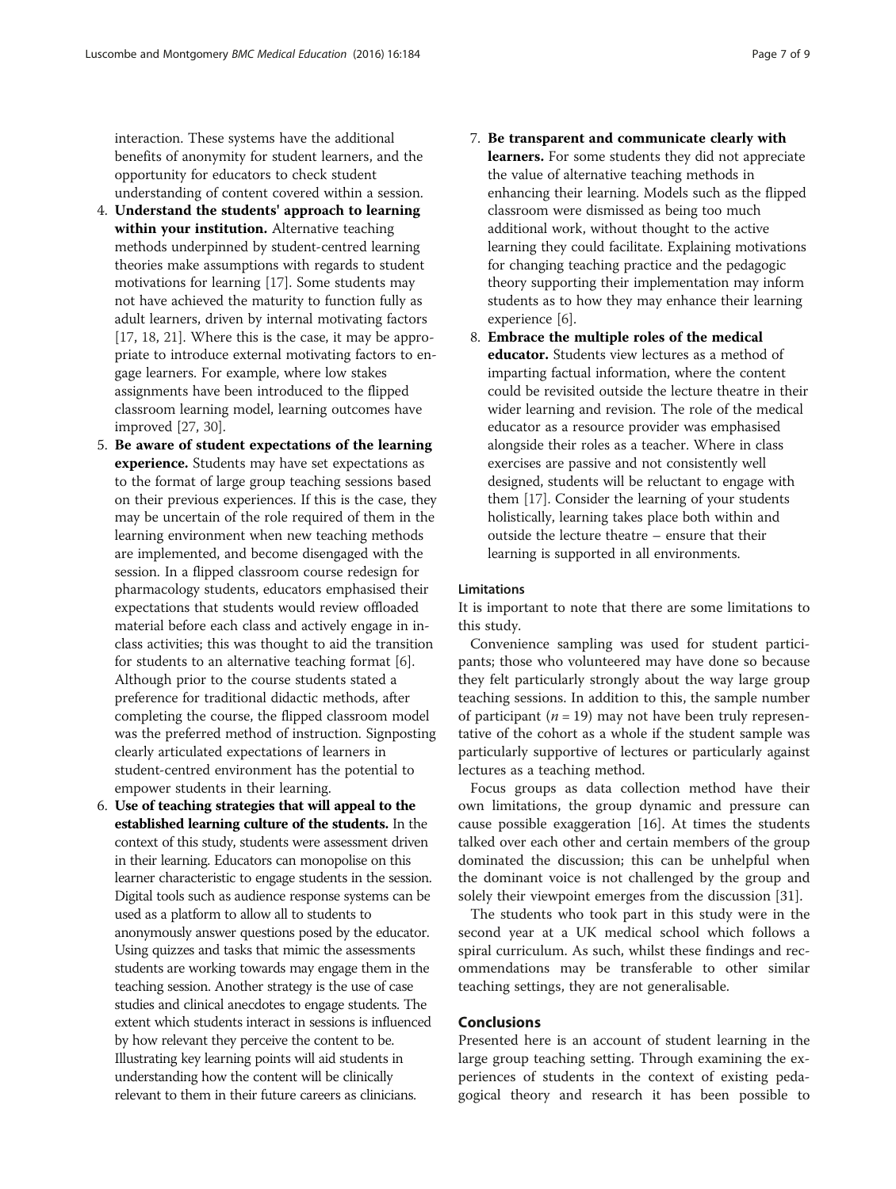interaction. These systems have the additional benefits of anonymity for student learners, and the opportunity for educators to check student understanding of content covered within a session.

4. **Understand the students' approach to learning within your institution.** Alternative teaching methods underpinned by student-centred learning theories make assumptions with regards to student motivations for learning [17]. Some students may not have achieved the maturity to function fully as adult learners, driven by internal motivating factors [17, 18, 21]. Where this is the case, it may be appropriate to introduce external motivating factors to engage learners. For example, where low stakes assignments have been introduced to the flipped classroom learning model, learning outcomes have improved [27, 30].
5. **Be aware of student expectations of the learning experience.** Students may have set expectations as to the format of large group teaching sessions based on their previous experiences. If this is the case, they may be uncertain of the role required of them in the learning environment when new teaching methods are implemented, and become disengaged with the session. In a flipped classroom course redesign for pharmacology students, educators emphasised their expectations that students would review offloaded material before each class and actively engage in in-class activities; this was thought to aid the transition for students to an alternative teaching format [6]. Although prior to the course students stated a preference for traditional didactic methods, after completing the course, the flipped classroom model was the preferred method of instruction. Signposting clearly articulated expectations of learners in student-centred environment has the potential to empower students in their learning.
6. **Use of teaching strategies that will appeal to the established learning culture of the students.** In the context of this study, students were assessment driven in their learning. Educators can monopolise on this learner characteristic to engage students in the session. Digital tools such as audience response systems can be used as a platform to allow all to students to anonymously answer questions posed by the educator. Using quizzes and tasks that mimic the assessments students are working towards may engage them in the teaching session. Another strategy is the use of case studies and clinical anecdotes to engage students. The extent which students interact in sessions is influenced by how relevant they perceive the content to be. Illustrating key learning points will aid students in understanding how the content will be clinically relevant to them in their future careers as clinicians.
7. **Be transparent and communicate clearly with learners.** For some students they did not appreciate the value of alternative teaching methods in enhancing their learning. Models such as the flipped classroom were dismissed as being too much additional work, without thought to the active learning they could facilitate. Explaining motivations for changing teaching practice and the pedagogic theory supporting their implementation may inform students as to how they may enhance their learning experience [6].
8. **Embrace the multiple roles of the medical educator.** Students view lectures as a method of imparting factual information, where the content could be revisited outside the lecture theatre in their wider learning and revision. The role of the medical educator as a resource provider was emphasised alongside their roles as a teacher. Where in class exercises are passive and not consistently well designed, students will be reluctant to engage with them [17]. Consider the learning of your students holistically, learning takes place both within and outside the lecture theatre – ensure that their learning is supported in all environments.

### Limitations

It is important to note that there are some limitations to this study.

Convenience sampling was used for student participants; those who volunteered may have done so because they felt particularly strongly about the way large group teaching sessions. In addition to this, the sample number of participant ($n = 19$) may not have been truly representative of the cohort as a whole if the student sample was particularly supportive of lectures or particularly against lectures as a teaching method.

Focus groups as data collection method have their own limitations, the group dynamic and pressure can cause possible exaggeration [16]. At times the students talked over each other and certain members of the group dominated the discussion; this can be unhelpful when the dominant voice is not challenged by the group and solely their viewpoint emerges from the discussion [31].

The students who took part in this study were in the second year at a UK medical school which follows a spiral curriculum. As such, whilst these findings and recommendations may be transferable to other similar teaching settings, they are not generalisable.

## Conclusions

Presented here is an account of student learning in the large group teaching setting. Through examining the experiences of students in the context of existing pedagogical theory and research it has been possible to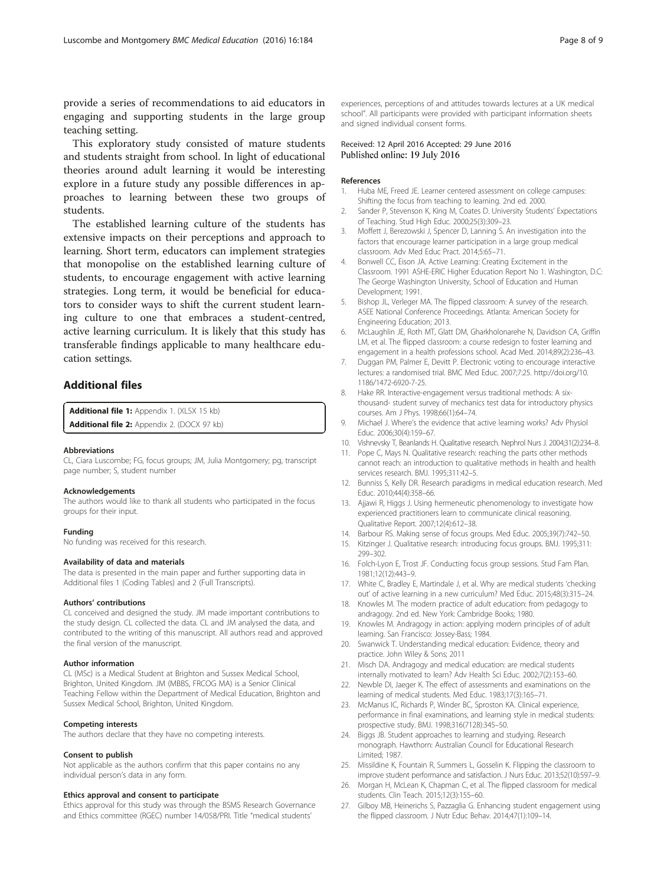provide a series of recommendations to aid educators in engaging and supporting students in the large group teaching setting.

This exploratory study consisted of mature students and students straight from school. In light of educational theories around adult learning it would be interesting explore in a future study any possible differences in approaches to learning between these two groups of students.

The established learning culture of the students has extensive impacts on their perceptions and approach to learning. Short term, educators can implement strategies that monopolise on the established learning culture of students, to encourage engagement with active learning strategies. Long term, it would be beneficial for educators to consider ways to shift the current student learning culture to one that embraces a student-centred, active learning curriculum. It is likely that this study has transferable findings applicable to many healthcare education settings.

## Additional files

**Additional file 1:** Appendix 1. (XLSX 15 kb)
**Additional file 2:** Appendix 2. (DOCX 97 kb)

#### Abbreviations

CL, Ciara Luscombe; FG, focus groups; JM, Julia Montgomery; pg, transcript page number; S, student number

#### Acknowledgements

The authors would like to thank all students who participated in the focus groups for their input.

#### Funding

No funding was received for this research.

#### Availability of data and materials

The data is presented in the main paper and further supporting data in Additional files 1 (Coding Tables) and 2 (Full Transcripts).

#### Authors' contributions

CL conceived and designed the study. JM made important contributions to the study design. CL collected the data. CL and JM analysed the data, and contributed to the writing of this manuscript. All authors read and approved the final version of the manuscript.

#### Author information

CL (MSc) is a Medical Student at Brighton and Sussex Medical School, Brighton, United Kingdom. JM (MBBS, FRCOG MA) is a Senior Clinical Teaching Fellow within the Department of Medical Education, Brighton and Sussex Medical School, Brighton, United Kingdom.

#### Competing interests

The authors declare that they have no competing interests.

#### Consent to publish

Not applicable as the authors confirm that this paper contains no any individual person's data in any form.

#### Ethics approval and consent to participate

Ethics approval for this study was through the BSMS Research Governance and Ethics committee (RGEC) number 14/058/PRI. Title "medical students' experiences, perceptions of and attitudes towards lectures at a UK medical school". All participants were provided with participant information sheets and signed individual consent forms.

Received: 12 April 2016 Accepted: 29 June 2016
Published online: 19 July 2016

#### References

1. Huba ME, Freed JE. Learner centered assessment on college campuses: Shifting the focus from teaching to learning. 2nd ed. 2000.
2. Sander P, Stevenson K, King M, Coates D. University Students' Expectations of Teaching. Stud High Educ. 2000;25(3):309–23.
3. Moffett J, Berezowski J, Spencer D, Lanning S. An investigation into the factors that encourage learner participation in a large group medical classroom. Adv Med Educ Pract. 2014;5:65–71.
4. Bonwell CC, Eison JA. Active Learning: Creating Excitement in the Classroom. 1991 ASHE-ERIC Higher Education Report No 1. Washington, D.C: The George Washington University, School of Education and Human Development; 1991.
5. Bishop JL, Verleger MA. The flipped classroom: A survey of the research. ASEE National Conference Proceedings. Atlanta: American Society for Engineering Education; 2013.
6. McLaughlin JE, Roth MT, Glatt DM, Gharkholonarehe N, Davidson CA, Griffin LM, et al. The flipped classroom: a course redesign to foster learning and engagement in a health professions school. Acad Med. 2014;89(2):236–43.
7. Duggan PM, Palmer E, Devitt P. Electronic voting to encourage interactive lectures: a randomised trial. BMC Med Educ. 2007;7:25. http://doi.org/10.1186/1472-6920-7-25.
8. Hake RR. Interactive-engagement versus traditional methods: A six-thousand- student survey of mechanics test data for introductory physics courses. Am J Phys. 1998;66(1):64–74.
9. Michael J. Where's the evidence that active learning works? Adv Physiol Educ. 2006;30(4):159–67.
10. Vishnevsky T, Beanlands H. Qualitative research. Nephrol Nurs J. 2004;31(2):234–8.
11. Pope C, Mays N. Qualitative research: reaching the parts other methods cannot reach: an introduction to qualitative methods in health and health services research. BMJ. 1995;311:42–5.
12. Bunniss S, Kelly DR. Research paradigms in medical education research. Med Educ. 2010;44(4):358–66.
13. Ajjawi R, Higgs J. Using hermeneutic phenomenology to investigate how experienced practitioners learn to communicate clinical reasoning. Qualitative Report. 2007;12(4):612–38.
14. Barbour RS. Making sense of focus groups. Med Educ. 2005;39(7):742–50.
15. Kitzinger J. Qualitative research: introducing focus groups. BMJ. 1995;311: 299–302.
16. Folch-Lyon E, Trost JF. Conducting focus group sessions. Stud Fam Plan. 1981;12(12):443–9.
17. White C, Bradley E, Martindale J, et al. Why are medical students 'checking out' of active learning in a new curriculum? Med Educ. 2015;48(3):315–24.
18. Knowles M. The modern practice of adult education: from pedagogy to andragogy. 2nd ed. New York: Cambridge Books; 1980.
19. Knowles M. Andragogy in action: applying modern principles of of adult learning. San Francisco: Jossey-Bass; 1984.
20. Swanwick T. Understanding medical education: Evidence, theory and practice. John Wiley & Sons; 2011
21. Misch DA. Andragogy and medical education: are medical students internally motivated to learn? Adv Health Sci Educ. 2002;7(2):153–60.
22. Newble DI, Jaeger K. The effect of assessments and examinations on the learning of medical students. Med Educ. 1983;17(3):165–71.
23. McManus IC, Richards P, Winder BC, Sproston KA. Clinical experience, performance in final examinations, and learning style in medical students: prospective study. BMJ. 1998;316(7128):345–50.
24. Biggs JB. Student approaches to learning and studying. Research monograph. Hawthorn: Australian Council for Educational Research Limited; 1987.
25. Missildine K, Fountain R, Summers L, Gosselin K. Flipping the classroom to improve student performance and satisfaction. J Nurs Educ. 2013;52(10):597–9.
26. Morgan H, McLean K, Chapman C, et al. The flipped classroom for medical students. Clin Teach. 2015;12(3):155–60.
27. Gilboy MB, Heinerichs S, Pazzaglia G. Enhancing student engagement using the flipped classroom. J Nutr Educ Behav. 2014;47(1):109–14.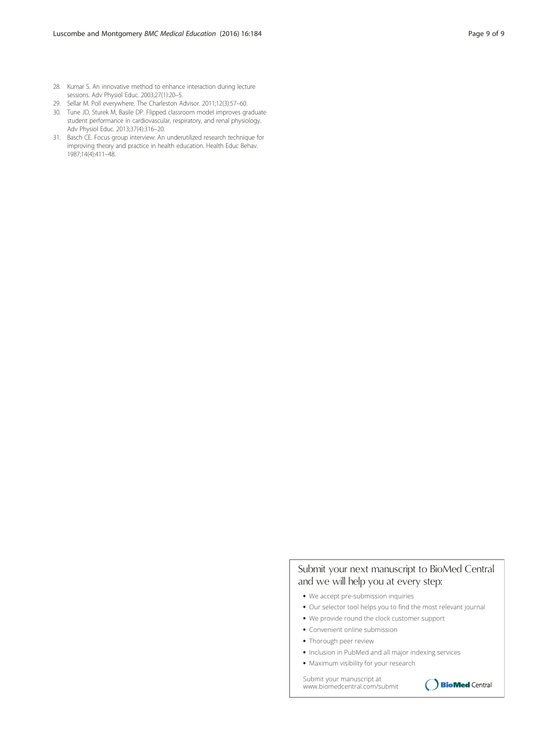28. Kumar S. An innovative method to enhance interaction during lecture sessions. Adv Physiol Educ. 2003;27(1):20–5.
29. Sellar M. Poll everywhere. The Charleston Advisor. 2011;12(3):57–60.
30. Tune JD, Sturek M, Basile DP. Flipped classroom model improves graduate student performance in cardiovascular, respiratory, and renal physiology. Adv Physiol Educ. 2013;37(4):316–20.
31. Basch CE. Focus group interview: An underutilized research technique for improving theory and practice in health education. Health Educ Behav. 1987;14(4):411–48.

Submit your next manuscript to BioMed Central and we will help you at every step:

- We accept pre-submission inquiries
- Our selector tool helps you to find the most relevant journal
- We provide round the clock customer support
- Convenient online submission
- Thorough peer review
- Inclusion in PubMed and all major indexing services
- Maximum visibility for your research

Submit your manuscript at
www.biomedcentral.com/submit

BioMed Central